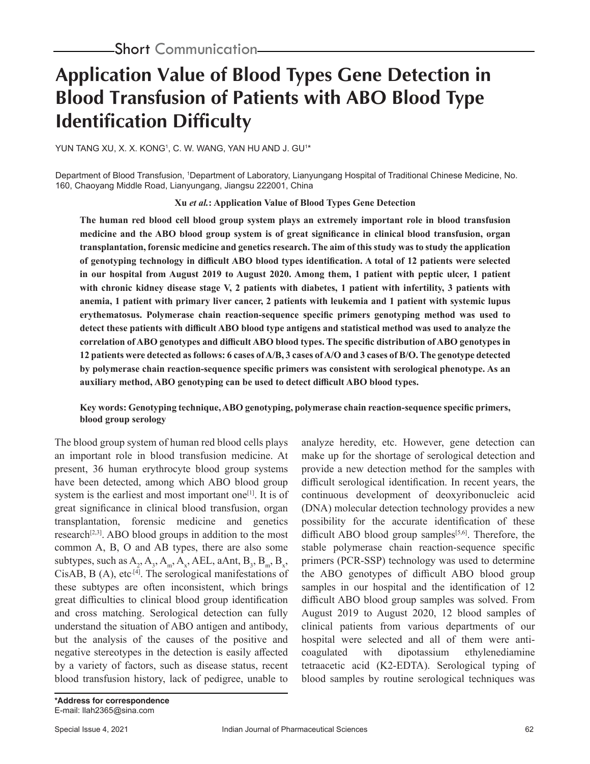Short Communication

# Application Value of Blood Types Gene Detection in Blood Transfusion of Patients with ABO Blood Type Identification Difficulty

YUN TANG XU, X. X. KONG[1], C. W. WANG, YAN HU AND J. GU[1]*

Department of Blood Transfusion, [1]Department of Laboratory, Lianyungang Hospital of Traditional Chinese Medicine, No. 160, Chaoyang Middle Road, Lianyungang, Jiangsu 222001, China

**Xu *et al.*: Application Value of Blood Types Gene Detection**

**The human red blood cell blood group system plays an extremely important role in blood transfusion medicine and the ABO blood group system is of great significance in clinical blood transfusion, organ transplantation, forensic medicine and genetics research. The aim of this study was to study the application of genotyping technology in difficult ABO blood types identification. A total of 12 patients were selected in our hospital from August 2019 to August 2020. Among them, 1 patient with peptic ulcer, 1 patient with chronic kidney disease stage V, 2 patients with diabetes, 1 patient with infertility, 3 patients with anemia, 1 patient with primary liver cancer, 2 patients with leukemia and 1 patient with systemic lupus erythematosus. Polymerase chain reaction-sequence specific primers genotyping method was used to detect these patients with difficult ABO blood type antigens and statistical method was used to analyze the correlation of ABO genotypes and difficult ABO blood types. The specific distribution of ABO genotypes in 12 patients were detected as follows: 6 cases of A/B, 3 cases of A/O and 3 cases of B/O. The genotype detected by polymerase chain reaction-sequence specific primers was consistent with serological phenotype. As an auxiliary method, ABO genotyping can be used to detect difficult ABO blood types.**

**Key words: Genotyping technique, ABO genotyping, polymerase chain reaction-sequence specific primers, blood group serology**

The blood group system of human red blood cells plays an important role in blood transfusion medicine. At present, 36 human erythrocyte blood group systems have been detected, among which ABO blood group system is the earliest and most important one[1]. It is of great significance in clinical blood transfusion, organ transplantation, forensic medicine and genetics research[2,3]. ABO blood groups in addition to the most common A, B, O and AB types, there are also some subtypes, such as $A_2$, $A_3$, $A_m$, $A_x$, AEL, aAnt, $B_3$, $B_m$, $B_x$, CisAB, B (A), etc[4]. The serological manifestations of these subtypes are often inconsistent, which brings great difficulties to clinical blood group identification and cross matching. Serological detection can fully understand the situation of ABO antigen and antibody, but the analysis of the causes of the positive and negative stereotypes in the detection is easily affected by a variety of factors, such as disease status, recent blood transfusion history, lack of pedigree, unable to analyze heredity, etc. However, gene detection can make up for the shortage of serological detection and provide a new detection method for the samples with difficult serological identification. In recent years, the continuous development of deoxyribonucleic acid (DNA) molecular detection technology provides a new possibility for the accurate identification of these difficult ABO blood group samples[5,6]. Therefore, the stable polymerase chain reaction-sequence specific primers (PCR-SSP) technology was used to determine the ABO genotypes of difficult ABO blood group samples in our hospital and the identification of 12 difficult ABO blood group samples was solved. From August 2019 to August 2020, 12 blood samples of clinical patients from various departments of our hospital were selected and all of them were anti-coagulated with dipotassium ethylenediamine tetraacetic acid (K2-EDTA). Serological typing of blood samples by routine serological techniques was

**\*Address for correspondence**
E-mail: llah2365@sina.com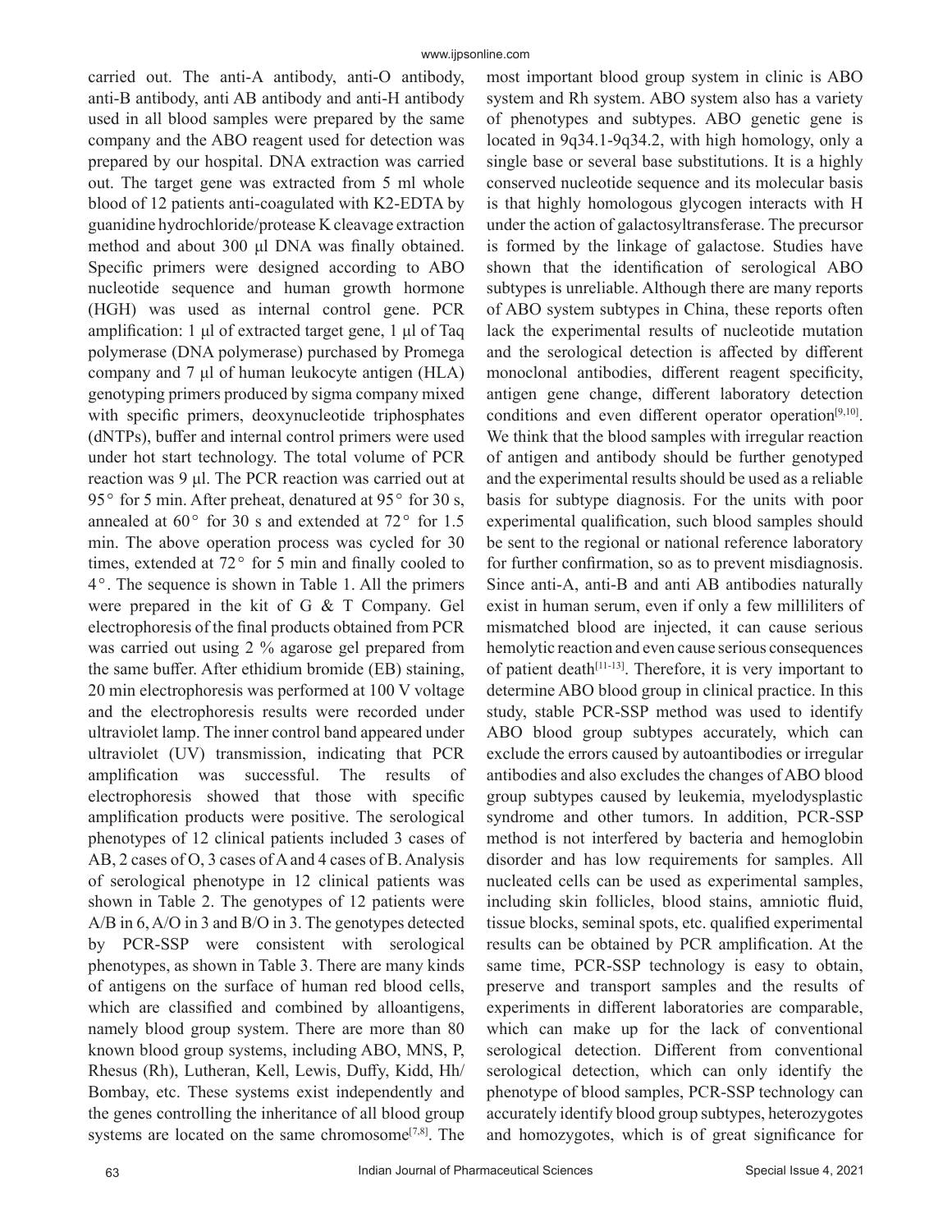carried out. The anti-A antibody, anti-O antibody, anti-B antibody, anti AB antibody and anti-H antibody used in all blood samples were prepared by the same company and the ABO reagent used for detection was prepared by our hospital. DNA extraction was carried out. The target gene was extracted from 5 ml whole blood of 12 patients anti-coagulated with K2-EDTA by guanidine hydrochloride/protease K cleavage extraction method and about 300 µl DNA was finally obtained. Specific primers were designed according to ABO nucleotide sequence and human growth hormone (HGH) was used as internal control gene. PCR amplification: 1 µl of extracted target gene, 1 µl of Taq polymerase (DNA polymerase) purchased by Promega company and 7 µl of human leukocyte antigen (HLA) genotyping primers produced by sigma company mixed with specific primers, deoxynucleotide triphosphates (dNTPs), buffer and internal control primers were used under hot start technology. The total volume of PCR reaction was 9 µl. The PCR reaction was carried out at 95° for 5 min. After preheat, denatured at 95° for 30 s, annealed at 60° for 30 s and extended at 72° for 1.5 min. The above operation process was cycled for 30 times, extended at 72° for 5 min and finally cooled to 4°. The sequence is shown in Table 1. All the primers were prepared in the kit of G & T Company. Gel electrophoresis of the final products obtained from PCR was carried out using 2 % agarose gel prepared from the same buffer. After ethidium bromide (EB) staining, 20 min electrophoresis was performed at 100 V voltage and the electrophoresis results were recorded under ultraviolet lamp. The inner control band appeared under ultraviolet (UV) transmission, indicating that PCR amplification was successful. The results of electrophoresis showed that those with specific amplification products were positive. The serological phenotypes of 12 clinical patients included 3 cases of AB, 2 cases of O, 3 cases of A and 4 cases of B. Analysis of serological phenotype in 12 clinical patients was shown in Table 2. The genotypes of 12 patients were A/B in 6, A/O in 3 and B/O in 3. The genotypes detected by PCR-SSP were consistent with serological phenotypes, as shown in Table 3. There are many kinds of antigens on the surface of human red blood cells, which are classified and combined by alloantigens, namely blood group system. There are more than 80 known blood group systems, including ABO, MNS, P, Rhesus (Rh), Lutheran, Kell, Lewis, Duffy, Kidd, Hh/Bombay, etc. These systems exist independently and the genes controlling the inheritance of all blood group systems are located on the same chromosome[7,8]. The most important blood group system in clinic is ABO system and Rh system. ABO system also has a variety of phenotypes and subtypes. ABO genetic gene is located in 9q34.1-9q34.2, with high homology, only a single base or several base substitutions. It is a highly conserved nucleotide sequence and its molecular basis is that highly homologous glycogen interacts with H under the action of galactosyltransferase. The precursor is formed by the linkage of galactose. Studies have shown that the identification of serological ABO subtypes is unreliable. Although there are many reports of ABO system subtypes in China, these reports often lack the experimental results of nucleotide mutation and the serological detection is affected by different monoclonal antibodies, different reagent specificity, antigen gene change, different laboratory detection conditions and even different operator operation[9,10]. We think that the blood samples with irregular reaction of antigen and antibody should be further genotyped and the experimental results should be used as a reliable basis for subtype diagnosis. For the units with poor experimental qualification, such blood samples should be sent to the regional or national reference laboratory for further confirmation, so as to prevent misdiagnosis. Since anti-A, anti-B and anti AB antibodies naturally exist in human serum, even if only a few milliliters of mismatched blood are injected, it can cause serious hemolytic reaction and even cause serious consequences of patient death[11-13]. Therefore, it is very important to determine ABO blood group in clinical practice. In this study, stable PCR-SSP method was used to identify ABO blood group subtypes accurately, which can exclude the errors caused by autoantibodies or irregular antibodies and also excludes the changes of ABO blood group subtypes caused by leukemia, myelodysplastic syndrome and other tumors. In addition, PCR-SSP method is not interfered by bacteria and hemoglobin disorder and has low requirements for samples. All nucleated cells can be used as experimental samples, including skin follicles, blood stains, amniotic fluid, tissue blocks, seminal spots, etc. qualified experimental results can be obtained by PCR amplification. At the same time, PCR-SSP technology is easy to obtain, preserve and transport samples and the results of experiments in different laboratories are comparable, which can make up for the lack of conventional serological detection. Different from conventional serological detection, which can only identify the phenotype of blood samples, PCR-SSP technology can accurately identify blood group subtypes, heterozygotes and homozygotes, which is of great significance for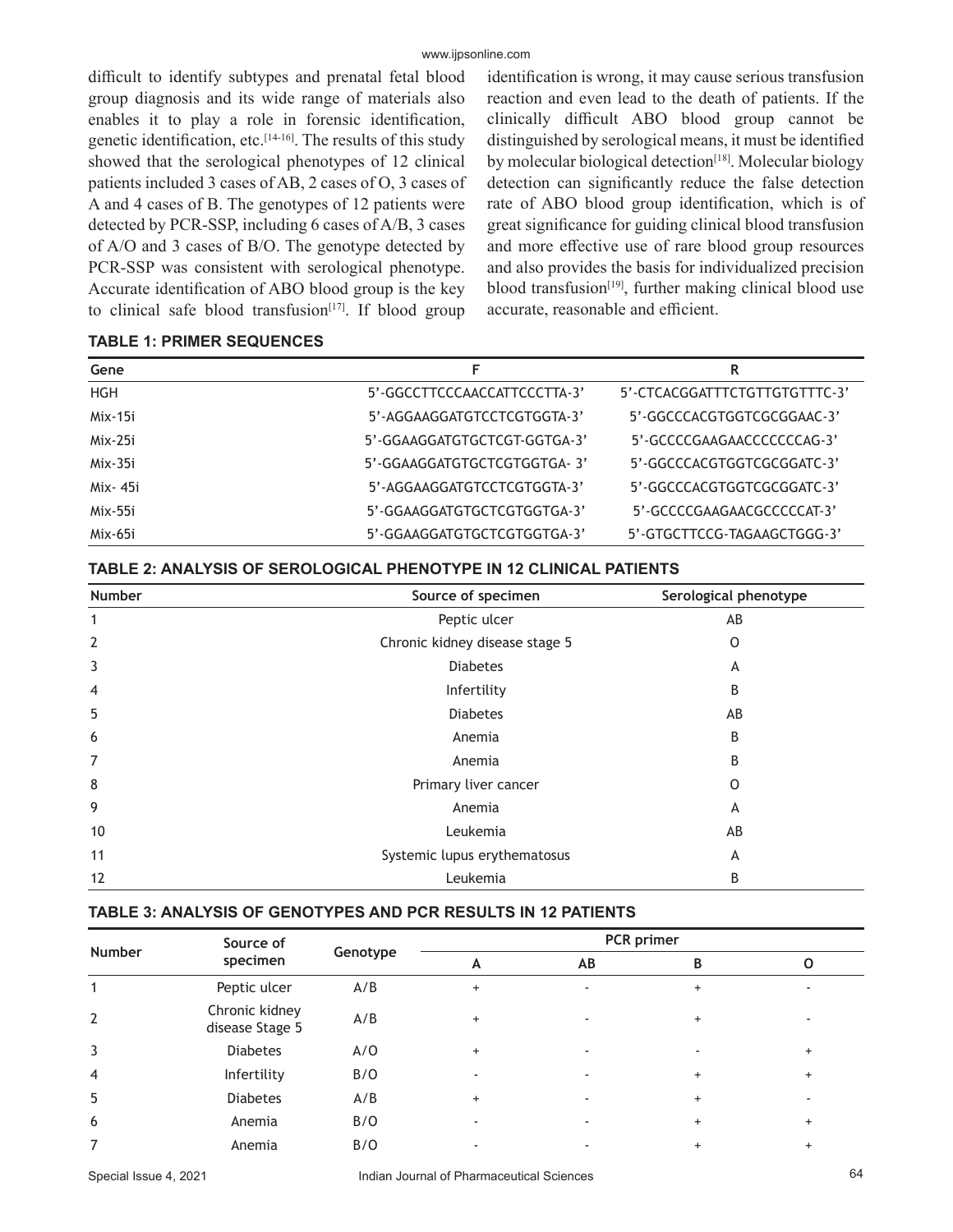difficult to identify subtypes and prenatal fetal blood group diagnosis and its wide range of materials also enables it to play a role in forensic identification, genetic identification, etc.[14-16]. The results of this study showed that the serological phenotypes of 12 clinical patients included 3 cases of AB, 2 cases of O, 3 cases of A and 4 cases of B. The genotypes of 12 patients were detected by PCR-SSP, including 6 cases of A/B, 3 cases of A/O and 3 cases of B/O. The genotype detected by PCR-SSP was consistent with serological phenotype. Accurate identification of ABO blood group is the key to clinical safe blood transfusion[17]. If blood group identification is wrong, it may cause serious transfusion reaction and even lead to the death of patients. If the clinically difficult ABO blood group cannot be distinguished by serological means, it must be identified by molecular biological detection[18]. Molecular biology detection can significantly reduce the false detection rate of ABO blood group identification, which is of great significance for guiding clinical blood transfusion and more effective use of rare blood group resources and also provides the basis for individualized precision blood transfusion[19], further making clinical blood use accurate, reasonable and efficient.

**TABLE 1: PRIMER SEQUENCES**

| Gene | F | R |
|---|---|---|
| HGH | 5'-GGCCTTCCCAACCATTCCCTTA-3' | 5'-CTCACGGATTTCTGTTGTGTTTC-3' |
| Mix-15i | 5'-AGGAAGGATGTCCTCGTGGTA-3' | 5'-GGCCCACGTGGTCGCGGAAC-3' |
| Mix-25i | 5'-GGAAGGATGTGCTCGT-GGTGA-3' | 5'-GCCCCGAAGAACCCCCCCAG-3' |
| Mix-35i | 5'-GGAAGGATGTGCTCGTGGTGA- 3' | 5'-GGCCCACGTGGTCGCGGATC-3' |
| Mix- 45i | 5'-AGGAAGGATGTCCTCGTGGTA-3' | 5'-GGCCCACGTGGTCGCGGATC-3' |
| Mix-55i | 5'-GGAAGGATGTGCTCGTGGTGA-3' | 5'-GCCCCGAAGAACGCCCCCAT-3' |
| Mix-65i | 5'-GGAAGGATGTGCTCGTGGTGA-3' | 5'-GTGCTTCCG-TAGAAGCTGGG-3' |

**TABLE 2: ANALYSIS OF SEROLOGICAL PHENOTYPE IN 12 CLINICAL PATIENTS**

| Number | Source of specimen | Serological phenotype |
|---|---|---|
| 1 | Peptic ulcer | AB |
| 2 | Chronic kidney disease stage 5 | O |
| 3 | Diabetes | A |
| 4 | Infertility | B |
| 5 | Diabetes | AB |
| 6 | Anemia | B |
| 7 | Anemia | B |
| 8 | Primary liver cancer | O |
| 9 | Anemia | A |
| 10 | Leukemia | AB |
| 11 | Systemic lupus erythematosus | A |
| 12 | Leukemia | B |

**TABLE 3: ANALYSIS OF GENOTYPES AND PCR RESULTS IN 12 PATIENTS**

| Number | Source of specimen | Genotype | PCR primer | | | |
|---|---|---|---|---|---|---|
| | | | A | AB | B | O |
| 1 | Peptic ulcer | A/B | + | - | + | - |
| 2 | Chronic kidney disease Stage 5 | A/B | + | - | + | - |
| 3 | Diabetes | A/O | + | - | - | + |
| 4 | Infertility | B/O | - | - | + | + |
| 5 | Diabetes | A/B | + | - | + | - |
| 6 | Anemia | B/O | - | - | + | + |
| 7 | Anemia | B/O | - | - | + | + |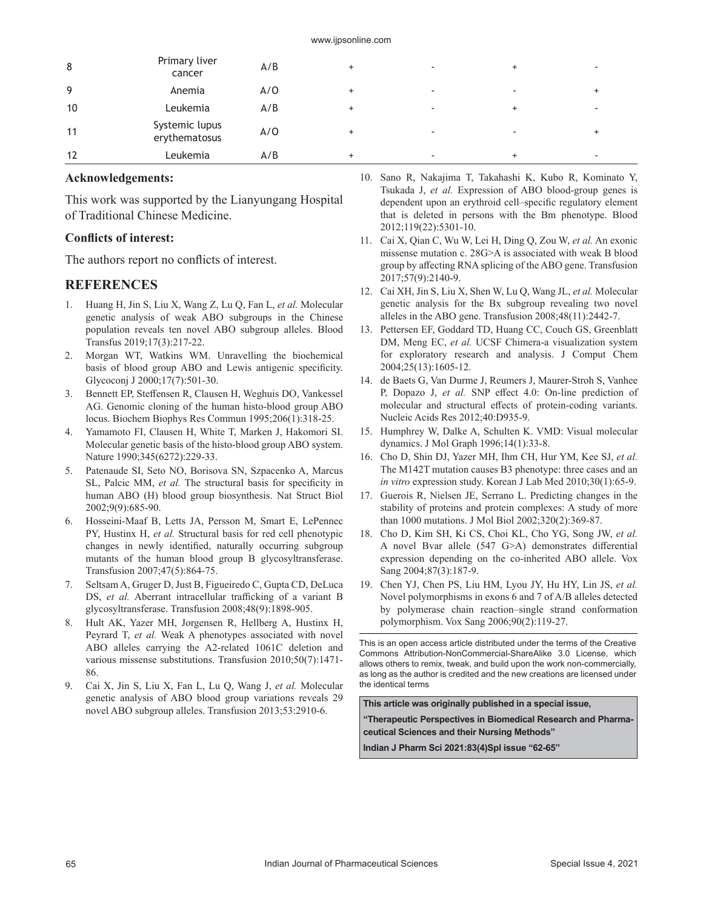| | | | | | | |
|---|---|---|---|---|---|---|
| 8 | Primary liver cancer | A/B | + | - | + | - |
| 9 | Anemia | A/O | + | - | - | + |
| 10 | Leukemia | A/B | + | - | + | - |
| 11 | Systemic lupus erythematosus | A/O | + | - | - | + |
| 12 | Leukemia | A/B | + | - | + | - |

### Acknowledgements:

This work was supported by the Lianyungang Hospital of Traditional Chinese Medicine.

### Conflicts of interest:

The authors report no conflicts of interest.

## REFERENCES

1. Huang H, Jin S, Liu X, Wang Z, Lu Q, Fan L, *et al.* Molecular genetic analysis of weak ABO subgroups in the Chinese population reveals ten novel ABO subgroup alleles. Blood Transfus 2019;17(3):217-22.
2. Morgan WT, Watkins WM. Unravelling the biochemical basis of blood group ABO and Lewis antigenic specificity. Glycoconj J 2000;17(7):501-30.
3. Bennett EP, Steffensen R, Clausen H, Weghuis DO, Vankessel AG. Genomic cloning of the human histo-blood group ABO locus. Biochem Biophys Res Commun 1995;206(1):318-25.
4. Yamamoto FI, Clausen H, White T, Marken J, Hakomori SI. Molecular genetic basis of the histo-blood group ABO system. Nature 1990;345(6272):229-33.
5. Patenaude SI, Seto NO, Borisova SN, Szpacenko A, Marcus SL, Palcic MM, *et al.* The structural basis for specificity in human ABO (H) blood group biosynthesis. Nat Struct Biol 2002;9(9):685-90.
6. Hosseini-Maaf B, Letts JA, Persson M, Smart E, LePennec PY, Hustinx H, *et al.* Structural basis for red cell phenotypic changes in newly identified, naturally occurring subgroup mutants of the human blood group B glycosyltransferase. Transfusion 2007;47(5):864-75.
7. Seltsam A, Gruger D, Just B, Figueiredo C, Gupta CD, DeLuca DS, *et al.* Aberrant intracellular trafficking of a variant B glycosyltransferase. Transfusion 2008;48(9):1898-905.
8. Hult AK, Yazer MH, Jorgensen R, Hellberg A, Hustinx H, Peyrard T, *et al.* Weak A phenotypes associated with novel ABO alleles carrying the A2-related 1061C deletion and various missense substitutions. Transfusion 2010;50(7):1471-86.
9. Cai X, Jin S, Liu X, Fan L, Lu Q, Wang J, *et al.* Molecular genetic analysis of ABO blood group variations reveals 29 novel ABO subgroup alleles. Transfusion 2013;53:2910-6.
10. Sano R, Nakajima T, Takahashi K, Kubo R, Kominato Y, Tsukada J, *et al.* Expression of ABO blood-group genes is dependent upon an erythroid cell–specific regulatory element that is deleted in persons with the Bm phenotype. Blood 2012;119(22):5301-10.
11. Cai X, Qian C, Wu W, Lei H, Ding Q, Zou W, *et al.* An exonic missense mutation c. 28G>A is associated with weak B blood group by affecting RNA splicing of the ABO gene. Transfusion 2017;57(9):2140-9.
12. Cai XH, Jin S, Liu X, Shen W, Lu Q, Wang JL, *et al.* Molecular genetic analysis for the Bx subgroup revealing two novel alleles in the ABO gene. Transfusion 2008;48(11):2442-7.
13. Pettersen EF, Goddard TD, Huang CC, Couch GS, Greenblatt DM, Meng EC, *et al.* UCSF Chimera-a visualization system for exploratory research and analysis. J Comput Chem 2004;25(13):1605-12.
14. de Baets G, Van Durme J, Reumers J, Maurer-Stroh S, Vanhee P, Dopazo J, *et al.* SNP effect 4.0: On-line prediction of molecular and structural effects of protein-coding variants. Nucleic Acids Res 2012;40:D935-9.
15. Humphrey W, Dalke A, Schulten K. VMD: Visual molecular dynamics. J Mol Graph 1996;14(1):33-8.
16. Cho D, Shin DJ, Yazer MH, Ihm CH, Hur YM, Kee SJ, *et al.* The M142T mutation causes B3 phenotype: three cases and an *in vitro* expression study. Korean J Lab Med 2010;30(1):65-9.
17. Guerois R, Nielsen JE, Serrano L. Predicting changes in the stability of proteins and protein complexes: A study of more than 1000 mutations. J Mol Biol 2002;320(2):369-87.
18. Cho D, Kim SH, Ki CS, Choi KL, Cho YG, Song JW, *et al.* A novel Bvar allele (547 G>A) demonstrates differential expression depending on the co-inherited ABO allele. Vox Sang 2004;87(3):187-9.
19. Chen YJ, Chen PS, Liu HM, Lyou JY, Hu HY, Lin JS, *et al.* Novel polymorphisms in exons 6 and 7 of A/B alleles detected by polymerase chain reaction–single strand conformation polymorphism. Vox Sang 2006;90(2):119-27.

This is an open access article distributed under the terms of the Creative Commons Attribution-NonCommercial-ShareAlike 3.0 License, which allows others to remix, tweak, and build upon the work non-commercially, as long as the author is credited and the new creations are licensed under the identical terms

**This article was originally published in a special issue, "Therapeutic Perspectives in Biomedical Research and Pharmaceutical Sciences and their Nursing Methods" Indian J Pharm Sci 2021:83(4)Spl issue "62-65"**